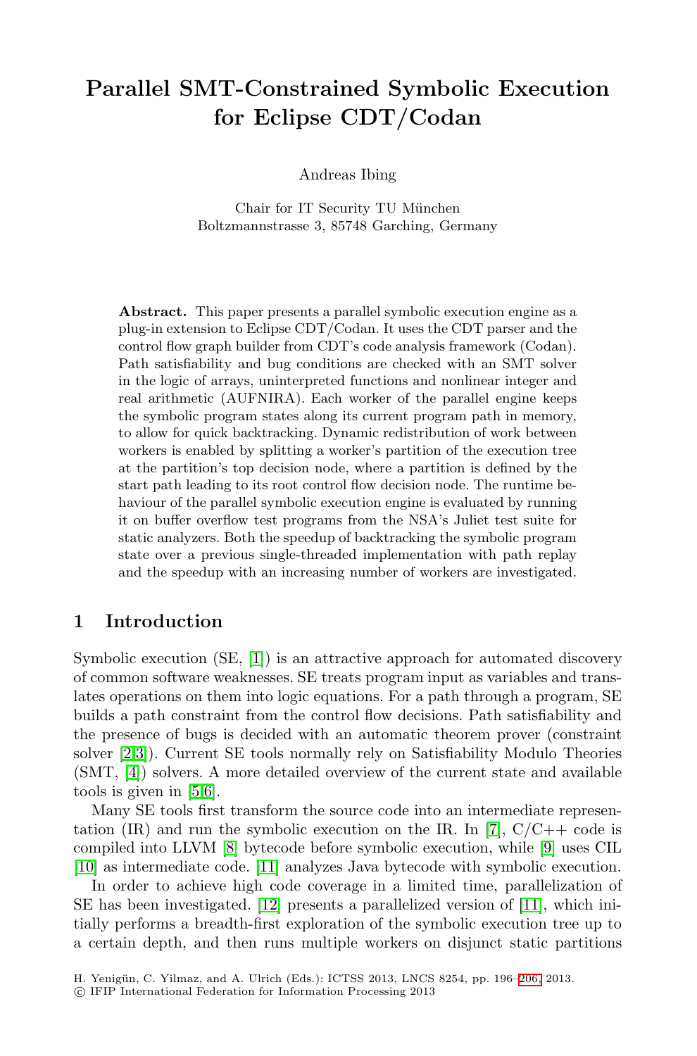# Parallel SMT-Constrained Symbolic Execution for Eclipse CDT/Codan

Andreas Ibing

Chair for IT Security TU München
Boltzmannstrasse 3, 85748 Garching, Germany

**Abstract.** This paper presents a parallel symbolic execution engine as a plug-in extension to Eclipse CDT/Codan. It uses the CDT parser and the control flow graph builder from CDT's code analysis framework (Codan). Path satisfiability and bug conditions are checked with an SMT solver in the logic of arrays, uninterpreted functions and nonlinear integer and real arithmetic (AUFNIRA). Each worker of the parallel engine keeps the symbolic program states along its current program path in memory, to allow for quick backtracking. Dynamic redistribution of work between workers is enabled by splitting a worker's partition of the execution tree at the partition's top decision node, where a partition is defined by the start path leading to its root control flow decision node. The runtime behaviour of the parallel symbolic execution engine is evaluated by running it on buffer overflow test programs from the NSA's Juliet test suite for static analyzers. Both the speedup of backtracking the symbolic program state over a previous single-threaded implementation with path replay and the speedup with an increasing number of workers are investigated.

## 1 Introduction

Symbolic execution (SE, [1]) is an attractive approach for automated discovery of common software weaknesses. SE treats program input as variables and translates operations on them into logic equations. For a path through a program, SE builds a path constraint from the control flow decisions. Path satisfiability and the presence of bugs is decided with an automatic theorem prover (constraint solver [2,3]). Current SE tools normally rely on Satisfiability Modulo Theories (SMT, [4]) solvers. A more detailed overview of the current state and available tools is given in [5,6].

Many SE tools first transform the source code into an intermediate representation (IR) and run the symbolic execution on the IR. In [7], C/C++ code is compiled into LLVM [8] bytecode before symbolic execution, while [9] uses CIL [10] as intermediate code. [11] analyzes Java bytecode with symbolic execution.

In order to achieve high code coverage in a limited time, parallelization of SE has been investigated. [12] presents a parallelized version of [11], which initially performs a breadth-first exploration of the symbolic execution tree up to a certain depth, and then runs multiple workers on disjunct static partitions

H. Yenigün, C. Yilmaz, and A. Ulrich (Eds.): ICTSS 2013, LNCS 8254, pp. 196–206, 2013.
© IFIP International Federation for Information Processing 2013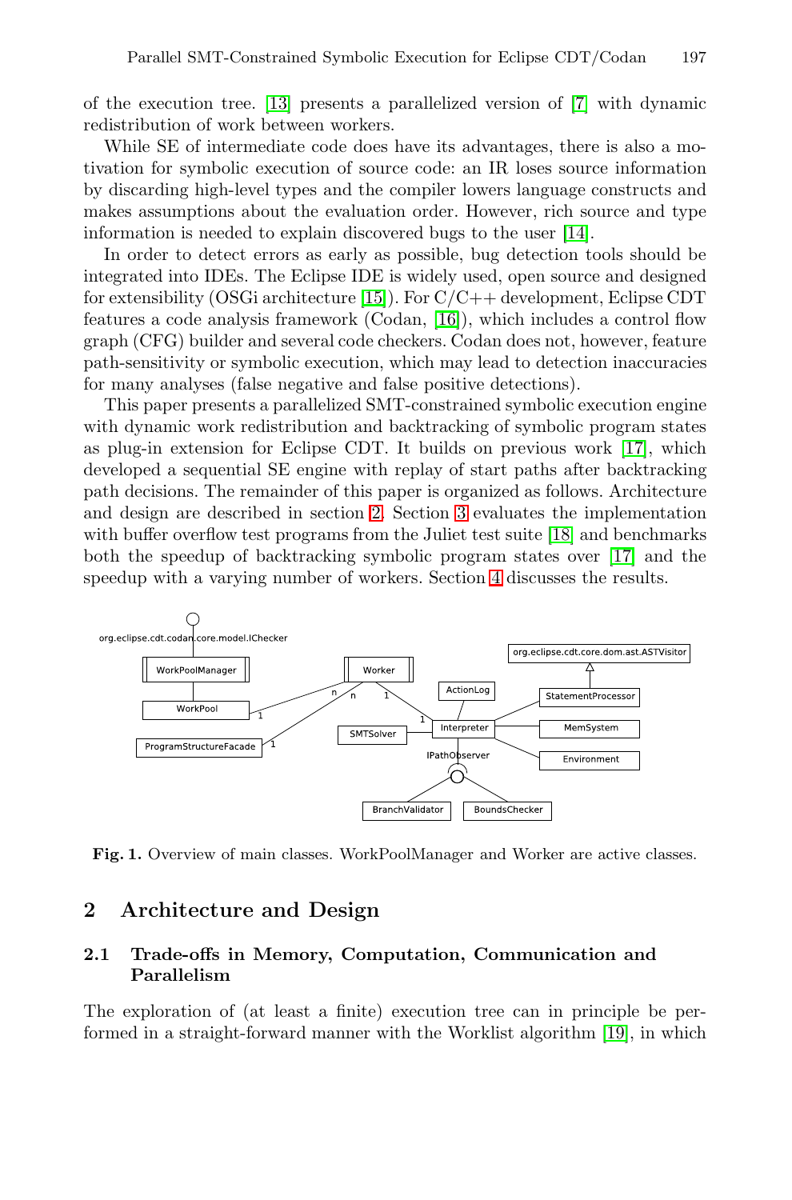of the execution tree. [13] presents a parallelized version of [7] with dynamic redistribution of work between workers.

While SE of intermediate code does have its advantages, there is also a motivation for symbolic execution of source code: an IR loses source information by discarding high-level types and the compiler lowers language constructs and makes assumptions about the evaluation order. However, rich source and type information is needed to explain discovered bugs to the user [14].

In order to detect errors as early as possible, bug detection tools should be integrated into IDEs. The Eclipse IDE is widely used, open source and designed for extensibility (OSGi architecture [15]). For C/C++ development, Eclipse CDT features a code analysis framework (Codan, [16]), which includes a control flow graph (CFG) builder and several code checkers. Codan does not, however, feature path-sensitivity or symbolic execution, which may lead to detection inaccuracies for many analyses (false negative and false positive detections).

This paper presents a parallelized SMT-constrained symbolic execution engine with dynamic work redistribution and backtracking of symbolic program states as plug-in extension for Eclipse CDT. It builds on previous work [17], which developed a sequential SE engine with replay of start paths after backtracking path decisions. The remainder of this paper is organized as follows. Architecture and design are described in section 2. Section 3 evaluates the implementation with buffer overflow test programs from the Juliet test suite [18] and benchmarks both the speedup of backtracking symbolic program states over [17] and the speedup with a varying number of workers. Section 4 discusses the results.

**Fig. 1.** Overview of main classes. WorkPoolManager and Worker are active classes.

## 2 Architecture and Design

### 2.1 Trade-offs in Memory, Computation, Communication and Parallelism

The exploration of (at least a finite) execution tree can in principle be performed in a straight-forward manner with the Worklist algorithm [19], in which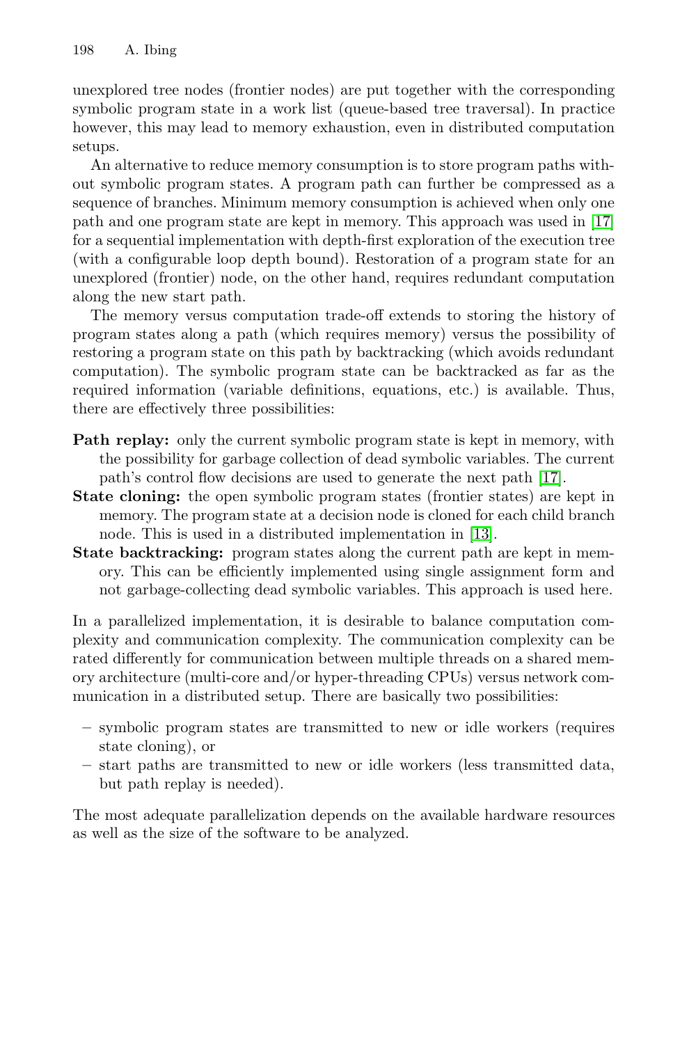unexplored tree nodes (frontier nodes) are put together with the corresponding symbolic program state in a work list (queue-based tree traversal). In practice however, this may lead to memory exhaustion, even in distributed computation setups.

An alternative to reduce memory consumption is to store program paths without symbolic program states. A program path can further be compressed as a sequence of branches. Minimum memory consumption is achieved when only one path and one program state are kept in memory. This approach was used in [17] for a sequential implementation with depth-first exploration of the execution tree (with a configurable loop depth bound). Restoration of a program state for an unexplored (frontier) node, on the other hand, requires redundant computation along the new start path.

The memory versus computation trade-off extends to storing the history of program states along a path (which requires memory) versus the possibility of restoring a program state on this path by backtracking (which avoids redundant computation). The symbolic program state can be backtracked as far as the required information (variable definitions, equations, etc.) is available. Thus, there are effectively three possibilities:

**Path replay:** only the current symbolic program state is kept in memory, with the possibility for garbage collection of dead symbolic variables. The current path's control flow decisions are used to generate the next path [17].

**State cloning:** the open symbolic program states (frontier states) are kept in memory. The program state at a decision node is cloned for each child branch node. This is used in a distributed implementation in [13].

**State backtracking:** program states along the current path are kept in memory. This can be efficiently implemented using single assignment form and not garbage-collecting dead symbolic variables. This approach is used here.

In a parallelized implementation, it is desirable to balance computation complexity and communication complexity. The communication complexity can be rated differently for communication between multiple threads on a shared memory architecture (multi-core and/or hyper-threading CPUs) versus network communication in a distributed setup. There are basically two possibilities:

- symbolic program states are transmitted to new or idle workers (requires state cloning), or
- start paths are transmitted to new or idle workers (less transmitted data, but path replay is needed).

The most adequate parallelization depends on the available hardware resources as well as the size of the software to be analyzed.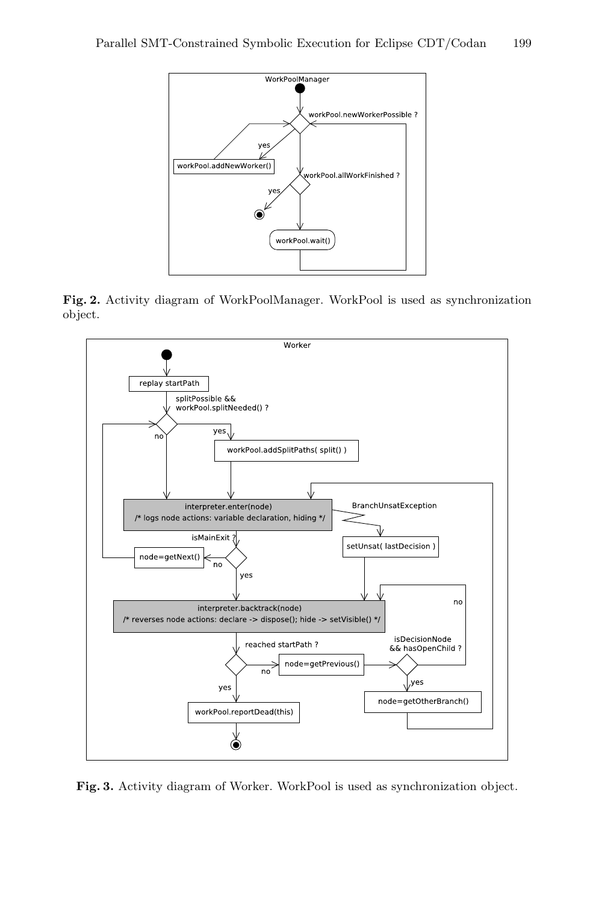**Fig. 2.** Activity diagram of WorkPoolManager. WorkPool is used as synchronization object.

**Fig. 3.** Activity diagram of Worker. WorkPool is used as synchronization object.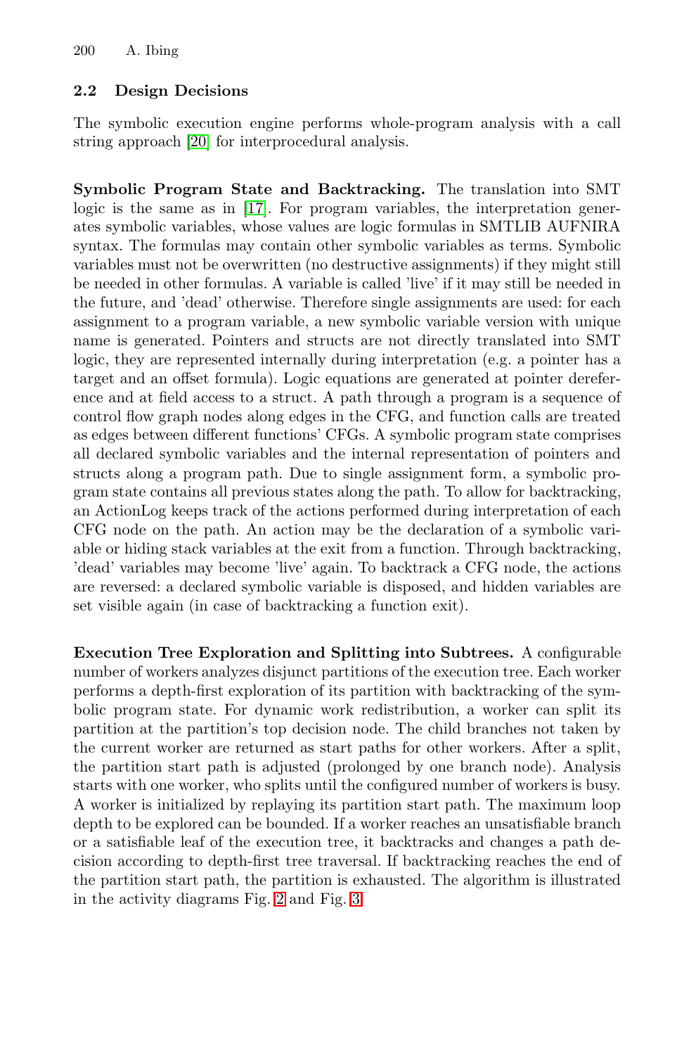### 2.2 Design Decisions

The symbolic execution engine performs whole-program analysis with a call string approach [20] for interprocedural analysis.

**Symbolic Program State and Backtracking.** The translation into SMT logic is the same as in [17]. For program variables, the interpretation generates symbolic variables, whose values are logic formulas in SMTLIB AUFNIRA syntax. The formulas may contain other symbolic variables as terms. Symbolic variables must not be overwritten (no destructive assignments) if they might still be needed in other formulas. A variable is called 'live' if it may still be needed in the future, and 'dead' otherwise. Therefore single assignments are used: for each assignment to a program variable, a new symbolic variable version with unique name is generated. Pointers and structs are not directly translated into SMT logic, they are represented internally during interpretation (e.g. a pointer has a target and an offset formula). Logic equations are generated at pointer dereference and at field access to a struct. A path through a program is a sequence of control flow graph nodes along edges in the CFG, and function calls are treated as edges between different functions' CFGs. A symbolic program state comprises all declared symbolic variables and the internal representation of pointers and structs along a program path. Due to single assignment form, a symbolic program state contains all previous states along the path. To allow for backtracking, an ActionLog keeps track of the actions performed during interpretation of each CFG node on the path. An action may be the declaration of a symbolic variable or hiding stack variables at the exit from a function. Through backtracking, 'dead' variables may become 'live' again. To backtrack a CFG node, the actions are reversed: a declared symbolic variable is disposed, and hidden variables are set visible again (in case of backtracking a function exit).

**Execution Tree Exploration and Splitting into Subtrees.** A configurable number of workers analyzes disjunct partitions of the execution tree. Each worker performs a depth-first exploration of its partition with backtracking of the symbolic program state. For dynamic work redistribution, a worker can split its partition at the partition's top decision node. The child branches not taken by the current worker are returned as start paths for other workers. After a split, the partition start path is adjusted (prolonged by one branch node). Analysis starts with one worker, who splits until the configured number of workers is busy. A worker is initialized by replaying its partition start path. The maximum loop depth to be explored can be bounded. If a worker reaches an unsatisfiable branch or a satisfiable leaf of the execution tree, it backtracks and changes a path decision according to depth-first tree traversal. If backtracking reaches the end of the partition start path, the partition is exhausted. The algorithm is illustrated in the activity diagrams Fig. 2 and Fig. 3.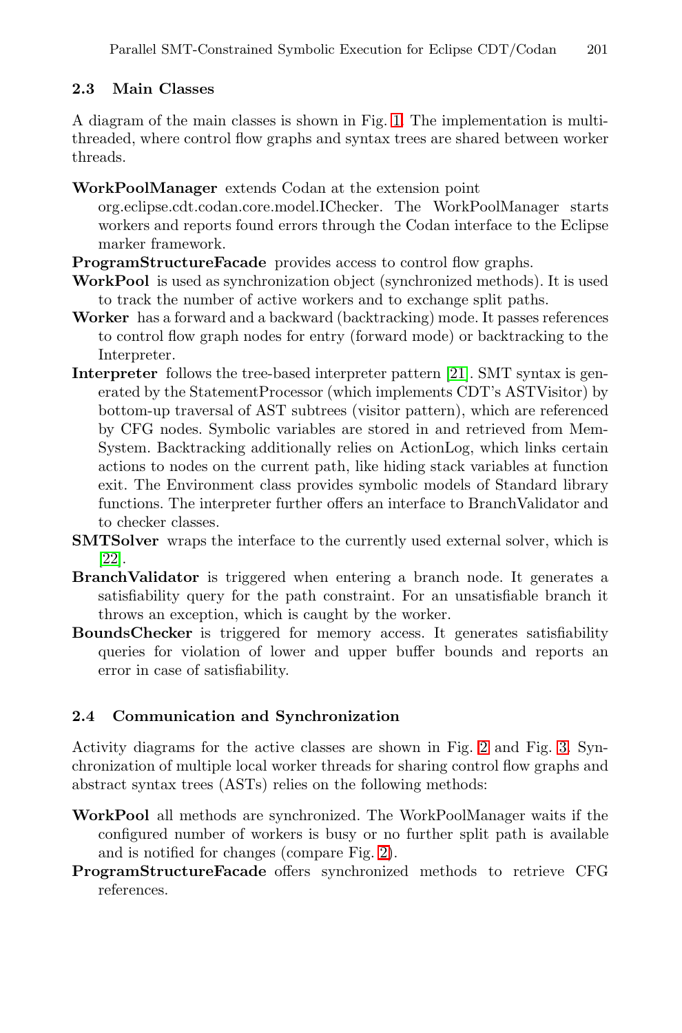### 2.3 Main Classes

A diagram of the main classes is shown in Fig. 1. The implementation is multi-threaded, where control flow graphs and syntax trees are shared between worker threads.

**WorkPoolManager** extends Codan at the extension point org.eclipse.cdt.codan.core.model.IChecker. The WorkPoolManager starts workers and reports found errors through the Codan interface to the Eclipse marker framework.

**ProgramStructureFacade** provides access to control flow graphs.

**WorkPool** is used as synchronization object (synchronized methods). It is used to track the number of active workers and to exchange split paths.

**Worker** has a forward and a backward (backtracking) mode. It passes references to control flow graph nodes for entry (forward mode) or backtracking to the Interpreter.

**Interpreter** follows the tree-based interpreter pattern [21]. SMT syntax is generated by the StatementProcessor (which implements CDT's ASTVisitor) by bottom-up traversal of AST subtrees (visitor pattern), which are referenced by CFG nodes. Symbolic variables are stored in and retrieved from MemSystem. Backtracking additionally relies on ActionLog, which links certain actions to nodes on the current path, like hiding stack variables at function exit. The Environment class provides symbolic models of Standard library functions. The interpreter further offers an interface to BranchValidator and to checker classes.

**SMTSolver** wraps the interface to the currently used external solver, which is [22].

**BranchValidator** is triggered when entering a branch node. It generates a satisfiability query for the path constraint. For an unsatisfiable branch it throws an exception, which is caught by the worker.

**BoundsChecker** is triggered for memory access. It generates satisfiability queries for violation of lower and upper buffer bounds and reports an error in case of satisfiability.

### 2.4 Communication and Synchronization

Activity diagrams for the active classes are shown in Fig. 2 and Fig. 3. Synchronization of multiple local worker threads for sharing control flow graphs and abstract syntax trees (ASTs) relies on the following methods:

**WorkPool** all methods are synchronized. The WorkPoolManager waits if the configured number of workers is busy or no further split path is available and is notified for changes (compare Fig. 2).

**ProgramStructureFacade** offers synchronized methods to retrieve CFG references.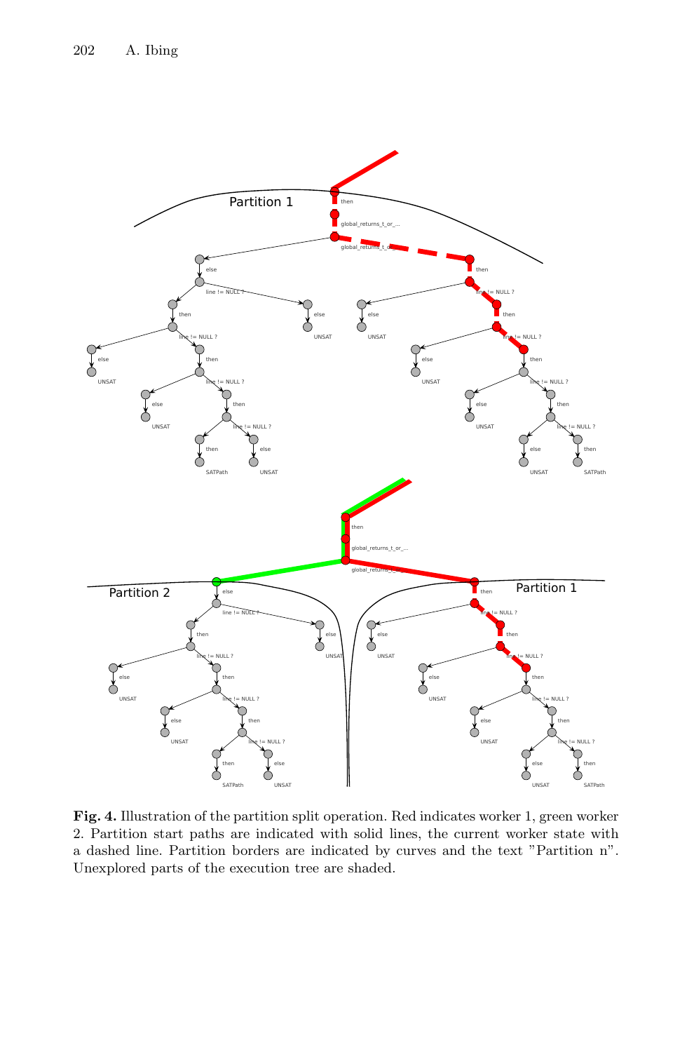**Fig. 4.** Illustration of the partition split operation. Red indicates worker 1, green worker 2. Partition start paths are indicated with solid lines, the current worker state with a dashed line. Partition borders are indicated by curves and the text "Partition n". Unexplored parts of the execution tree are shaded.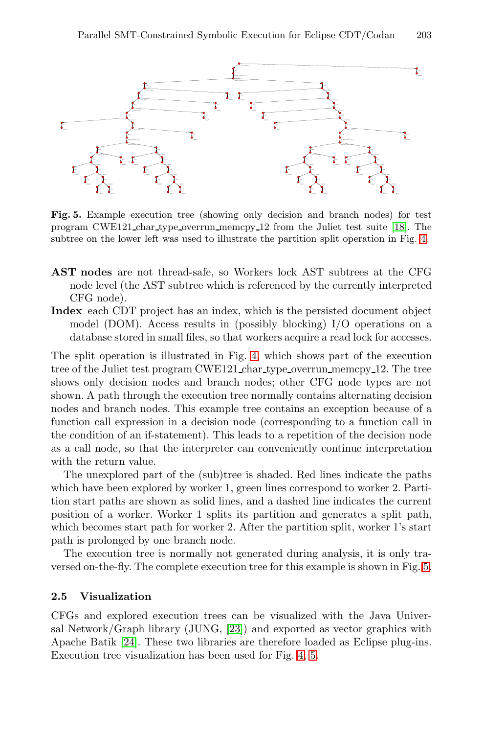**Fig. 5.** Example execution tree (showing only decision and branch nodes) for test program CWE121_char_type_overrun_memcpy_12 from the Juliet test suite [18]. The subtree on the lower left was used to illustrate the partition split operation in Fig. 4.

- **AST nodes** are not thread-safe, so Workers lock AST subtrees at the CFG node level (the AST subtree which is referenced by the currently interpreted CFG node).
- **Index** each CDT project has an index, which is the persisted document object model (DOM). Access results in (possibly blocking) I/O operations on a database stored in small files, so that workers acquire a read lock for accesses.

The split operation is illustrated in Fig. 4, which shows part of the execution tree of the Juliet test program CWE121_char_type_overrun_memcpy_12. The tree shows only decision nodes and branch nodes; other CFG node types are not shown. A path through the execution tree normally contains alternating decision nodes and branch nodes. This example tree contains an exception because of a function call expression in a decision node (corresponding to a function call in the condition of an if-statement). This leads to a repetition of the decision node as a call node, so that the interpreter can conveniently continue interpretation with the return value.

The unexplored part of the (sub)tree is shaded. Red lines indicate the paths which have been explored by worker 1, green lines correspond to worker 2. Partition start paths are shown as solid lines, and a dashed line indicates the current position of a worker. Worker 1 splits its partition and generates a split path, which becomes start path for worker 2. After the partition split, worker 1's start path is prolonged by one branch node.

The execution tree is normally not generated during analysis, it is only traversed on-the-fly. The complete execution tree for this example is shown in Fig. 5.

### 2.5 Visualization

CFGs and explored execution trees can be visualized with the Java Universal Network/Graph library (JUNG, [23]) and exported as vector graphics with Apache Batik [24]. These two libraries are therefore loaded as Eclipse plug-ins. Execution tree visualization has been used for Fig. 4, 5.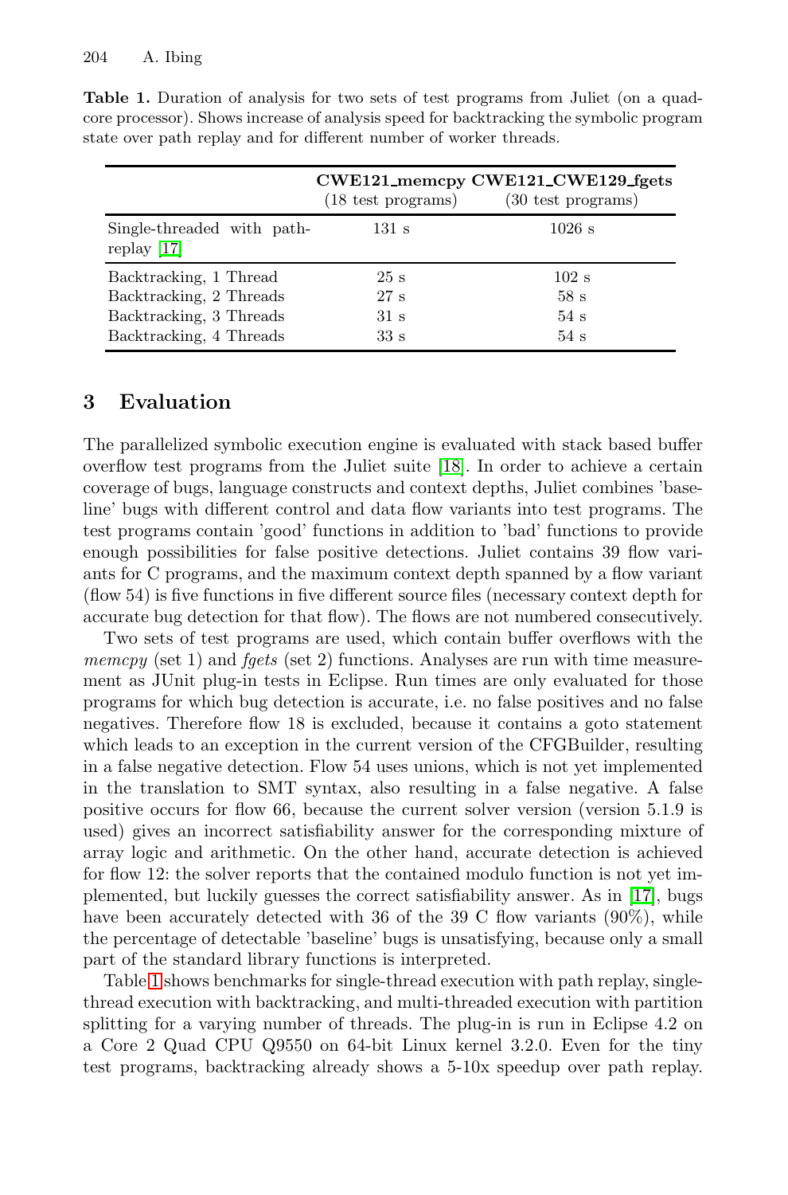**Table 1.** Duration of analysis for two sets of test programs from Juliet (on a quad-core processor). Shows increase of analysis speed for backtracking the symbolic program state over path replay and for different number of worker threads.

| | **CWE121_memcpy** (18 test programs) | **CWE121_CWE129_fgets** (30 test programs) |
|---|---|---|
| Single-threaded with path-replay [17] | 131 s | 1026 s |
| Backtracking, 1 Thread | 25 s | 102 s |
| Backtracking, 2 Threads | 27 s | 58 s |
| Backtracking, 3 Threads | 31 s | 54 s |
| Backtracking, 4 Threads | 33 s | 54 s |

## 3 Evaluation

The parallelized symbolic execution engine is evaluated with stack based buffer overflow test programs from the Juliet suite [18]. In order to achieve a certain coverage of bugs, language constructs and context depths, Juliet combines 'baseline' bugs with different control and data flow variants into test programs. The test programs contain 'good' functions in addition to 'bad' functions to provide enough possibilities for false positive detections. Juliet contains 39 flow variants for C programs, and the maximum context depth spanned by a flow variant (flow 54) is five functions in five different source files (necessary context depth for accurate bug detection for that flow). The flows are not numbered consecutively.

Two sets of test programs are used, which contain buffer overflows with the *memcpy* (set 1) and *fgets* (set 2) functions. Analyses are run with time measurement as JUnit plug-in tests in Eclipse. Run times are only evaluated for those programs for which bug detection is accurate, i.e. no false positives and no false negatives. Therefore flow 18 is excluded, because it contains a goto statement which leads to an exception in the current version of the CFGBuilder, resulting in a false negative detection. Flow 54 uses unions, which is not yet implemented in the translation to SMT syntax, also resulting in a false negative. A false positive occurs for flow 66, because the current solver version (version 5.1.9 is used) gives an incorrect satisfiability answer for the corresponding mixture of array logic and arithmetic. On the other hand, accurate detection is achieved for flow 12: the solver reports that the contained modulo function is not yet implemented, but luckily guesses the correct satisfiability answer. As in [17], bugs have been accurately detected with 36 of the 39 C flow variants (90%), while the percentage of detectable 'baseline' bugs is unsatisfying, because only a small part of the standard library functions is interpreted.

Table 1 shows benchmarks for single-thread execution with path replay, single-thread execution with backtracking, and multi-threaded execution with partition splitting for a varying number of threads. The plug-in is run in Eclipse 4.2 on a Core 2 Quad CPU Q9550 on 64-bit Linux kernel 3.2.0. Even for the tiny test programs, backtracking already shows a 5-10x speedup over path replay.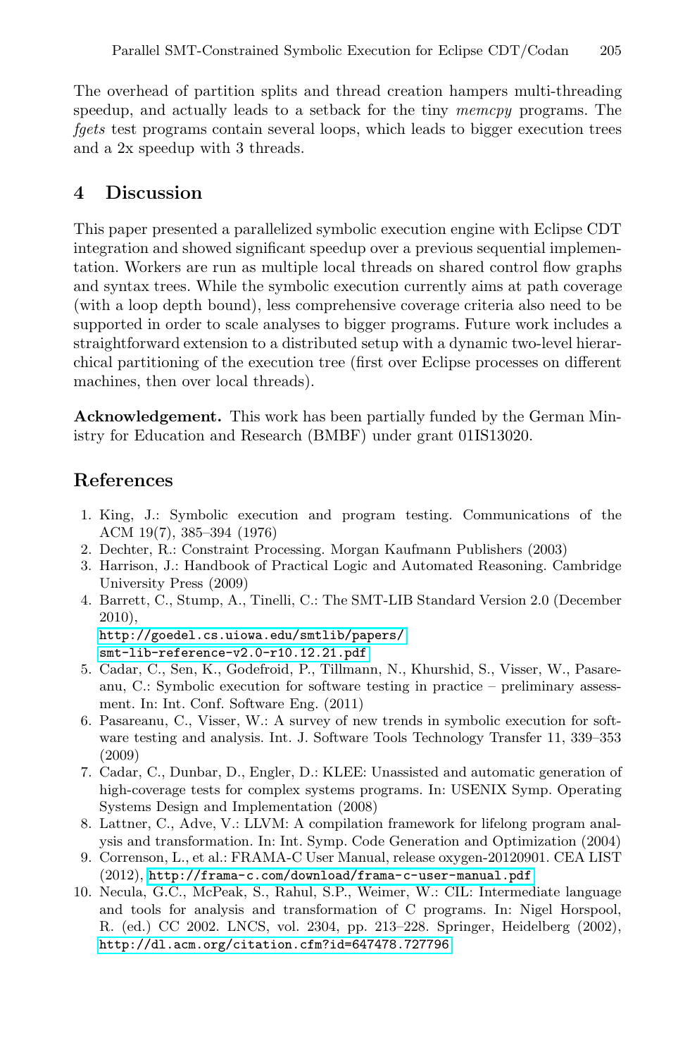The overhead of partition splits and thread creation hampers multi-threading speedup, and actually leads to a setback for the tiny *memcpy* programs. The *fgets* test programs contain several loops, which leads to bigger execution trees and a 2x speedup with 3 threads.

## 4 Discussion

This paper presented a parallelized symbolic execution engine with Eclipse CDT integration and showed significant speedup over a previous sequential implementation. Workers are run as multiple local threads on shared control flow graphs and syntax trees. While the symbolic execution currently aims at path coverage (with a loop depth bound), less comprehensive coverage criteria also need to be supported in order to scale analyses to bigger programs. Future work includes a straightforward extension to a distributed setup with a dynamic two-level hierarchical partitioning of the execution tree (first over Eclipse processes on different machines, then over local threads).

**Acknowledgement.** This work has been partially funded by the German Ministry for Education and Research (BMBF) under grant 01IS13020.

## References

1. King, J.: Symbolic execution and program testing. Communications of the ACM 19(7), 385–394 (1976)
2. Dechter, R.: Constraint Processing. Morgan Kaufmann Publishers (2003)
3. Harrison, J.: Handbook of Practical Logic and Automated Reasoning. Cambridge University Press (2009)
4. Barrett, C., Stump, A., Tinelli, C.: The SMT-LIB Standard Version 2.0 (December 2010), http://goedel.cs.uiowa.edu/smtlib/papers/smt-lib-reference-v2.0-r10.12.21.pdf
5. Cadar, C., Sen, K., Godefroid, P., Tillmann, N., Khurshid, S., Visser, W., Pasareanu, C.: Symbolic execution for software testing in practice – preliminary assessment. In: Int. Conf. Software Eng. (2011)
6. Pasareanu, C., Visser, W.: A survey of new trends in symbolic execution for software testing and analysis. Int. J. Software Tools Technology Transfer 11, 339–353 (2009)
7. Cadar, C., Dunbar, D., Engler, D.: KLEE: Unassisted and automatic generation of high-coverage tests for complex systems programs. In: USENIX Symp. Operating Systems Design and Implementation (2008)
8. Lattner, C., Adve, V.: LLVM: A compilation framework for lifelong program analysis and transformation. In: Int. Symp. Code Generation and Optimization (2004)
9. Correnson, L., et al.: FRAMA-C User Manual, release oxygen-20120901. CEA LIST (2012), http://frama-c.com/download/frama-c-user-manual.pdf
10. Necula, G.C., McPeak, S., Rahul, S.P., Weimer, W.: CIL: Intermediate language and tools for analysis and transformation of C programs. In: Nigel Horspool, R. (ed.) CC 2002. LNCS, vol. 2304, pp. 213–228. Springer, Heidelberg (2002), http://dl.acm.org/citation.cfm?id=647478.727796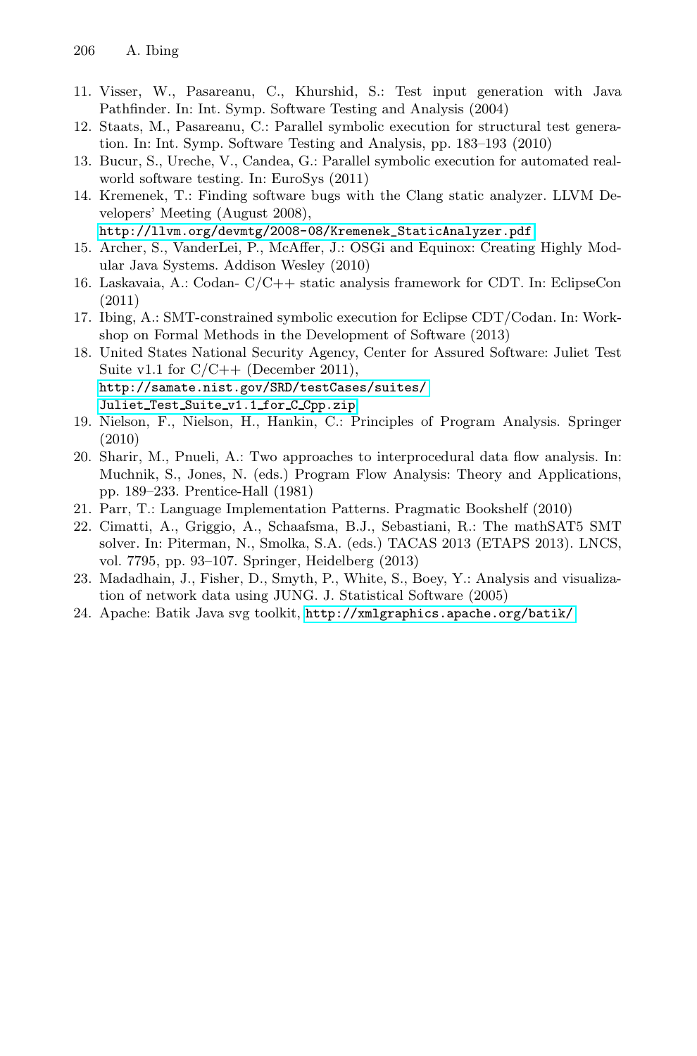11. Visser, W., Pasareanu, C., Khurshid, S.: Test input generation with Java Pathfinder. In: Int. Symp. Software Testing and Analysis (2004)
12. Staats, M., Pasareanu, C.: Parallel symbolic execution for structural test generation. In: Int. Symp. Software Testing and Analysis, pp. 183–193 (2010)
13. Bucur, S., Ureche, V., Candea, G.: Parallel symbolic execution for automated real-world software testing. In: EuroSys (2011)
14. Kremenek, T.: Finding software bugs with the Clang static analyzer. LLVM Developers' Meeting (August 2008), http://llvm.org/devmtg/2008-08/Kremenek_StaticAnalyzer.pdf
15. Archer, S., VanderLei, P., McAffer, J.: OSGi and Equinox: Creating Highly Modular Java Systems. Addison Wesley (2010)
16. Laskavaia, A.: Codan- C/C++ static analysis framework for CDT. In: EclipseCon (2011)
17. Ibing, A.: SMT-constrained symbolic execution for Eclipse CDT/Codan. In: Workshop on Formal Methods in the Development of Software (2013)
18. United States National Security Agency, Center for Assured Software: Juliet Test Suite v1.1 for C/C++ (December 2011), http://samate.nist.gov/SRD/testCases/suites/Juliet_Test_Suite_v1.1_for_C_Cpp.zip
19. Nielson, F., Nielson, H., Hankin, C.: Principles of Program Analysis. Springer (2010)
20. Sharir, M., Pnueli, A.: Two approaches to interprocedural data flow analysis. In: Muchnik, S., Jones, N. (eds.) Program Flow Analysis: Theory and Applications, pp. 189–233. Prentice-Hall (1981)
21. Parr, T.: Language Implementation Patterns. Pragmatic Bookshelf (2010)
22. Cimatti, A., Griggio, A., Schaafsma, B.J., Sebastiani, R.: The mathSAT5 SMT solver. In: Piterman, N., Smolka, S.A. (eds.) TACAS 2013 (ETAPS 2013). LNCS, vol. 7795, pp. 93–107. Springer, Heidelberg (2013)
23. Madadhain, J., Fisher, D., Smyth, P., White, S., Boey, Y.: Analysis and visualization of network data using JUNG. J. Statistical Software (2005)
24. Apache: Batik Java svg toolkit, http://xmlgraphics.apache.org/batik/